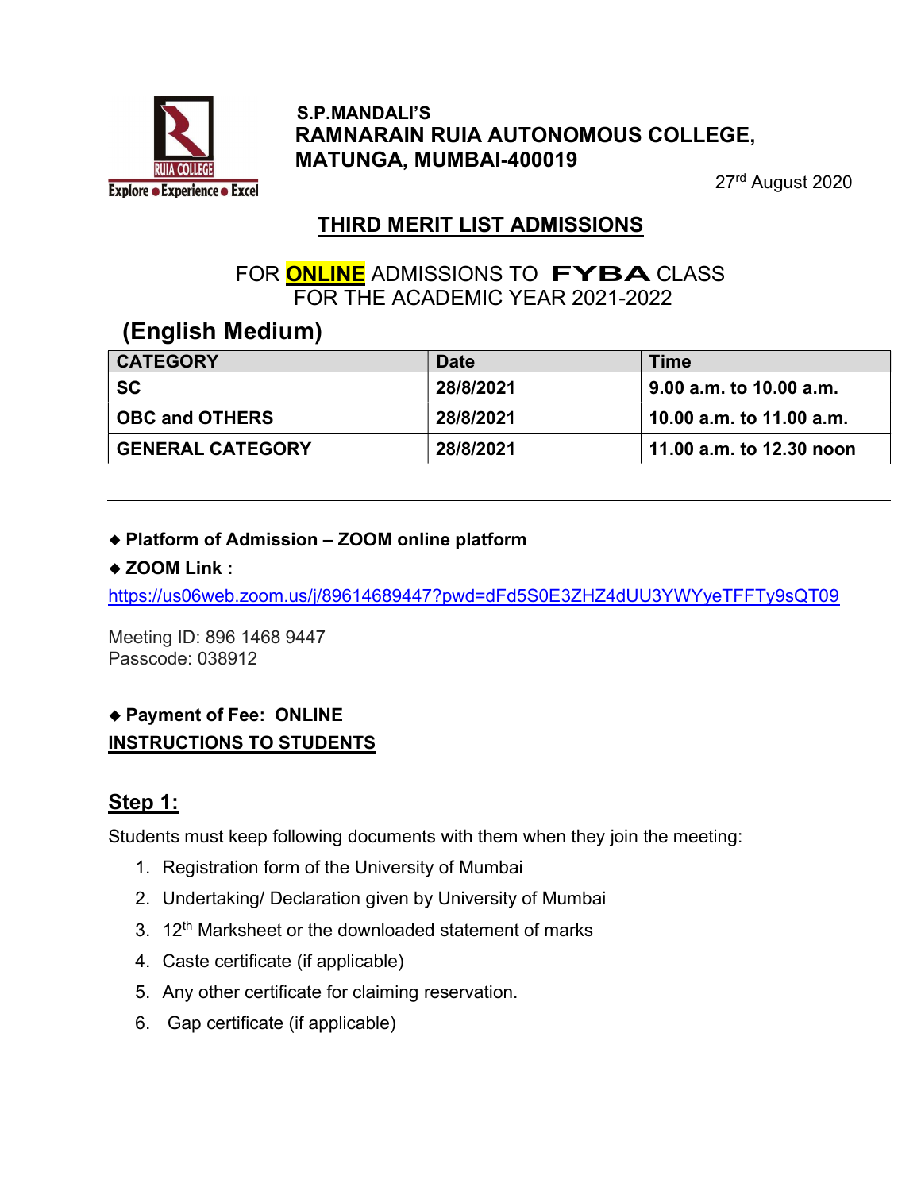S.P.MANDALI'S
**RAMNARAIN RUIA AUTONOMOUS COLLEGE, MATUNGA, MUMBAI-400019**

Explore • Experience • Excel

27rd August 2020

## THIRD MERIT LIST ADMISSIONS

FOR **ONLINE** ADMISSIONS TO **FYBA** CLASS
FOR THE ACADEMIC YEAR 2021-2022

### (English Medium)

| CATEGORY | Date | Time |
|---|---|---|
| SC | 28/8/2021 | 9.00 a.m. to 10.00 a.m. |
| OBC and OTHERS | 28/8/2021 | 10.00 a.m. to 11.00 a.m. |
| GENERAL CATEGORY | 28/8/2021 | 11.00 a.m. to 12.30 noon |

- **Platform of Admission – ZOOM online platform**
- **ZOOM Link :**

https://us06web.zoom.us/j/89614689447?pwd=dFd5S0E3ZHZ4dUU3YWYyeTFFTy9sQT09

Meeting ID: 896 1468 9447
Passcode: 038912

- **Payment of Fee: ONLINE**

**INSTRUCTIONS TO STUDENTS**

## Step 1:

Students must keep following documents with them when they join the meeting:

1. Registration form of the University of Mumbai
2. Undertaking/ Declaration given by University of Mumbai
3. 12th Marksheet or the downloaded statement of marks
4. Caste certificate (if applicable)
5. Any other certificate for claiming reservation.
6. Gap certificate (if applicable)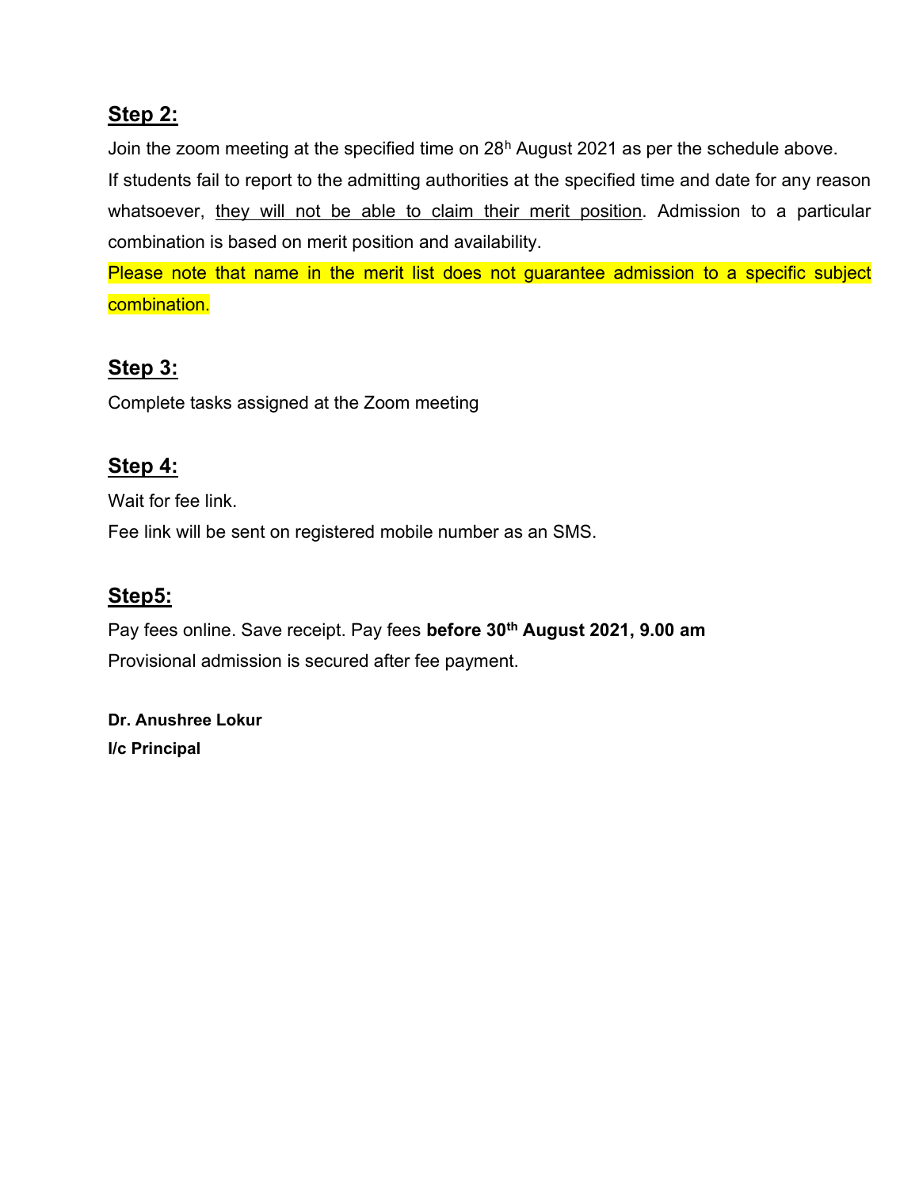## **Step 2:**

Join the zoom meeting at the specified time on 28h August 2021 as per the schedule above.

If students fail to report to the admitting authorities at the specified time and date for any reason whatsoever, they will not be able to claim their merit position. Admission to a particular combination is based on merit position and availability.

Please note that name in the merit list does not guarantee admission to a specific subject combination.

## **Step 3:**

Complete tasks assigned at the Zoom meeting

## **Step 4:**

Wait for fee link.

Fee link will be sent on registered mobile number as an SMS.

## **Step5:**

Pay fees online. Save receipt. Pay fees **before 30th August 2021, 9.00 am**

Provisional admission is secured after fee payment.

**Dr. Anushree Lokur**

**I/c Principal**